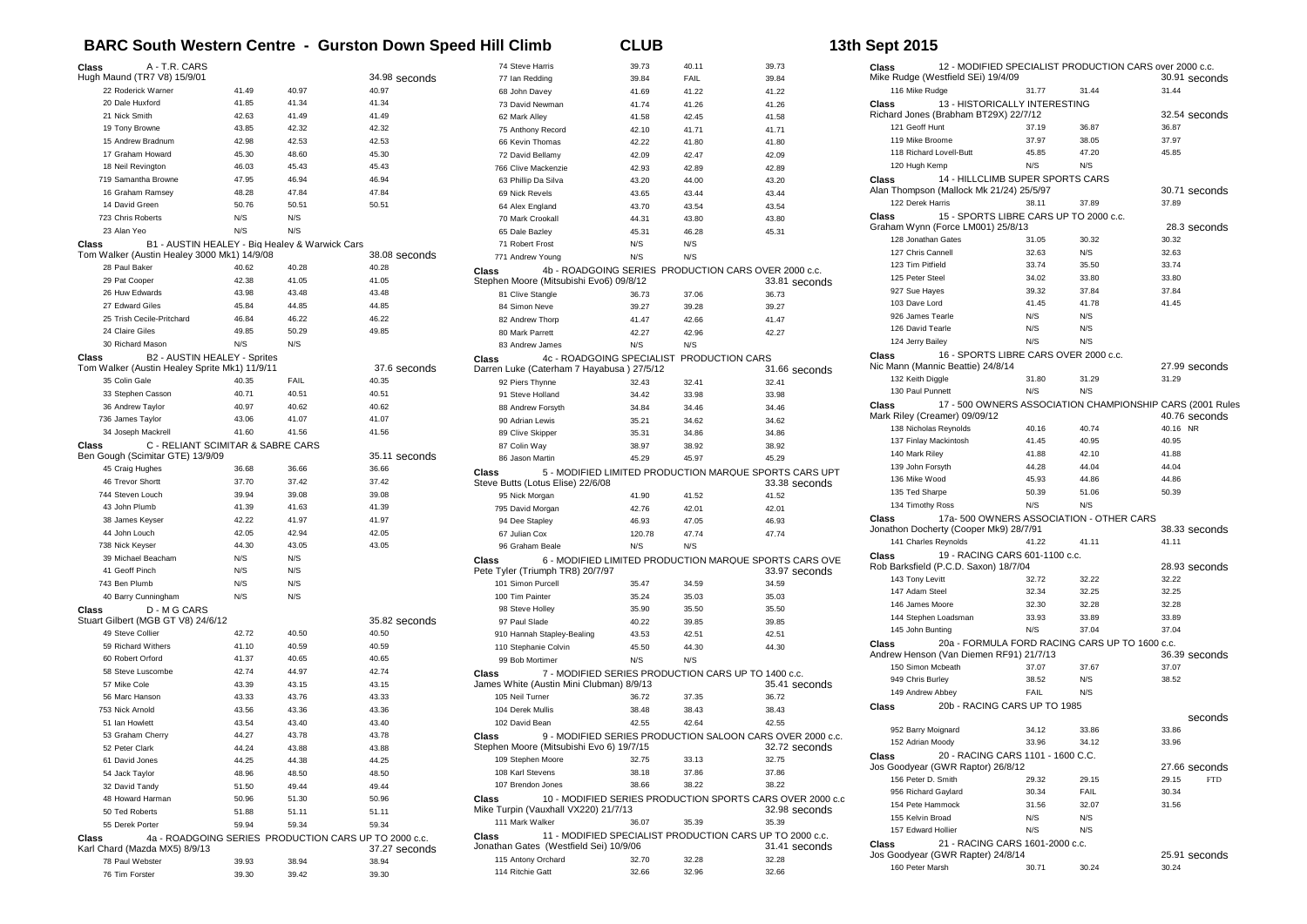# BARC South Western Centre - Gurston Down Speed Hill Climb — CLUB — 13th Sept 2015

## Class A - T.R. CARS
Hugh Maund (TR7 V8) 15/9/01 — 34.98 seconds

| Competitor | Run 1 | Run 2 | Best |
|---|---|---|---|
| 22 Roderick Warner | 41.49 | 40.97 | 40.97 |
| 20 Dale Huxford | 41.85 | 41.34 | 41.34 |
| 21 Nick Smith | 42.63 | 41.49 | 41.49 |
| 19 Tony Browne | 43.85 | 42.32 | 42.32 |
| 15 Andrew Bradnum | 42.98 | 42.53 | 42.53 |
| 17 Graham Howard | 45.30 | 48.60 | 45.30 |
| 18 Neil Revington | 46.03 | 45.43 | 45.43 |
| 719 Samantha Browne | 47.95 | 46.94 | 46.94 |
| 16 Graham Ramsey | 48.28 | 47.84 | 47.84 |
| 14 David Green | 50.76 | 50.51 | 50.51 |
| 723 Chris Roberts | N/S | N/S | |
| 23 Alan Yeo | N/S | N/S | |

## Class B1 - AUSTIN HEALEY - Big Healey & Warwick Cars
Tom Walker (Austin Healey 3000 Mk1) 14/9/08 — 38.08 seconds

| Competitor | Run 1 | Run 2 | Best |
|---|---|---|---|
| 28 Paul Baker | 40.62 | 40.28 | 40.28 |
| 29 Pat Cooper | 42.38 | 41.05 | 41.05 |
| 26 Huw Edwards | 43.98 | 43.48 | 43.48 |
| 27 Edward Giles | 45.84 | 44.85 | 44.85 |
| 25 Trish Cecile-Pritchard | 46.84 | 46.22 | 46.22 |
| 24 Claire Giles | 49.85 | 50.29 | 49.85 |
| 30 Richard Mason | N/S | N/S | |

## Class B2 - AUSTIN HEALEY - Sprites
Tom Walker (Austin Healey Sprite Mk1) 11/9/11 — 37.6 seconds

| Competitor | Run 1 | Run 2 | Best |
|---|---|---|---|
| 35 Colin Gale | 40.35 | FAIL | 40.35 |
| 33 Stephen Casson | 40.71 | 40.51 | 40.51 |
| 36 Andrew Taylor | 40.97 | 40.62 | 40.62 |
| 736 James Taylor | 43.06 | 41.07 | 41.07 |
| 34 Joseph Mackrell | 41.60 | 41.56 | 41.56 |

## Class C - RELIANT SCIMITAR & SABRE CARS
Ben Gough (Scimitar GTE) 13/9/09 — 35.11 seconds

| Competitor | Run 1 | Run 2 | Best |
|---|---|---|---|
| 45 Craig Hughes | 36.68 | 36.66 | 36.66 |
| 46 Trevor Shortt | 37.70 | 37.42 | 37.42 |
| 744 Steven Louch | 39.94 | 39.08 | 39.08 |
| 43 John Plumb | 41.39 | 41.63 | 41.39 |
| 38 James Keyser | 42.22 | 41.97 | 41.97 |
| 44 John Louch | 42.05 | 42.94 | 42.05 |
| 738 Nick Keyser | 44.30 | 43.05 | 43.05 |
| 39 Michael Beacham | N/S | N/S | |
| 41 Geoff Pinch | N/S | N/S | |
| 743 Ben Plumb | N/S | N/S | |
| 40 Barry Cunningham | N/S | N/S | |

## Class D - M G CARS
Stuart Gilbert (MGB GT V8) 24/6/12 — 35.82 seconds

| Competitor | Run 1 | Run 2 | Best |
|---|---|---|---|
| 49 Steve Collier | 42.72 | 40.50 | 40.50 |
| 59 Richard Withers | 41.10 | 40.59 | 40.59 |
| 60 Robert Orford | 41.37 | 40.65 | 40.65 |
| 58 Steve Luscombe | 42.74 | 44.97 | 42.74 |
| 57 Mike Cole | 43.39 | 43.15 | 43.15 |
| 56 Marc Hanson | 43.33 | 43.76 | 43.33 |
| 753 Nick Arnold | 43.56 | 43.36 | 43.36 |
| 51 Ian Howlett | 43.54 | 43.40 | 43.40 |
| 53 Graham Cherry | 44.27 | 43.78 | 43.78 |
| 52 Peter Clark | 44.24 | 43.88 | 43.88 |
| 61 David Jones | 44.25 | 44.38 | 44.25 |
| 54 Jack Taylor | 48.96 | 48.50 | 48.50 |
| 32 David Tandy | 51.50 | 49.44 | 49.44 |
| 48 Howard Harman | 50.96 | 51.30 | 50.96 |
| 50 Ted Roberts | 51.88 | 51.11 | 51.11 |
| 55 Derek Porter | 59.94 | 59.34 | 59.34 |

## Class 4a - ROADGOING SERIES PRODUCTION CARS UP TO 2000 c.c.
Karl Chard (Mazda MX5) 8/9/13 — 37.27 seconds

| Competitor | Run 1 | Run 2 | Best |
|---|---|---|---|
| 78 Paul Webster | 39.93 | 38.94 | 38.94 |
| 76 Tim Forster | 39.30 | 39.42 | 39.30 |
| 74 Steve Harris | 39.73 | 40.11 | 39.73 |
| 77 Ian Redding | 39.84 | FAIL | 39.84 |
| 68 John Davey | 41.69 | 41.22 | 41.22 |
| 73 David Newman | 41.74 | 41.26 | 41.26 |
| 62 Mark Alley | 41.58 | 42.45 | 41.58 |
| 75 Anthony Record | 42.10 | 41.71 | 41.71 |
| 66 Kevin Thomas | 42.22 | 41.80 | 41.80 |
| 72 David Bellamy | 42.09 | 42.47 | 42.09 |
| 766 Clive Mackenzie | 42.93 | 42.89 | 42.89 |
| 63 Phillip Da Silva | 43.20 | 44.00 | 43.20 |
| 69 Nick Revels | 43.65 | 43.44 | 43.44 |
| 64 Alex England | 43.70 | 43.54 | 43.54 |
| 70 Mark Crookall | 44.31 | 43.80 | 43.80 |
| 65 Dale Bazley | 45.31 | 46.28 | 45.31 |
| 71 Robert Frost | N/S | N/S | |
| 771 Andrew Young | N/S | N/S | |

## Class 4b - ROADGOING SERIES PRODUCTION CARS OVER 2000 c.c.
Stephen Moore (Mitsubishi Evo6) 09/8/12 — 33.81 seconds

| Competitor | Run 1 | Run 2 | Best |
|---|---|---|---|
| 81 Clive Stangle | 36.73 | 37.06 | 36.73 |
| 84 Simon Neve | 39.27 | 39.28 | 39.27 |
| 82 Andrew Thorp | 41.47 | 42.66 | 41.47 |
| 80 Mark Parrett | 42.27 | 42.96 | 42.27 |
| 83 Andrew James | N/S | N/S | |

## Class 4c - ROADGOING SPECIALIST PRODUCTION CARS
Darren Luke (Caterham 7 Hayabusa ) 27/5/12 — 31.66 seconds

| Competitor | Run 1 | Run 2 | Best |
|---|---|---|---|
| 92 Piers Thynne | 32.43 | 32.41 | 32.41 |
| 91 Steve Holland | 34.42 | 33.98 | 33.98 |
| 88 Andrew Forsyth | 34.84 | 34.46 | 34.46 |
| 90 Adrian Lewis | 35.21 | 34.62 | 34.62 |
| 89 Clive Skipper | 35.31 | 34.86 | 34.86 |
| 87 Colin Way | 38.97 | 38.92 | 38.92 |
| 86 Jason Martin | 45.29 | 45.97 | 45.29 |

## Class 5 - MODIFIED LIMITED PRODUCTION MARQUE SPORTS CARS UPT
Steve Butts (Lotus Elise) 22/6/08 — 33.38 seconds

| Competitor | Run 1 | Run 2 | Best |
|---|---|---|---|
| 95 Nick Morgan | 41.90 | 41.52 | 41.52 |
| 795 David Morgan | 42.76 | 42.01 | 42.01 |
| 94 Dee Stapley | 46.93 | 47.05 | 46.93 |
| 67 Julian Cox | 120.78 | 47.74 | 47.74 |
| 96 Graham Beale | N/S | N/S | |

## Class 6 - MODIFIED LIMITED PRODUCTION MARQUE SPORTS CARS OVE
Pete Tyler (Triumph TR8) 20/7/97 — 33.97 seconds

| Competitor | Run 1 | Run 2 | Best |
|---|---|---|---|
| 101 Simon Purcell | 35.47 | 34.59 | 34.59 |
| 100 Tim Painter | 35.24 | 35.03 | 35.03 |
| 98 Steve Holley | 35.90 | 35.50 | 35.50 |
| 97 Paul Slade | 40.22 | 39.85 | 39.85 |
| 910 Hannah Stapley-Bealing | 43.53 | 42.51 | 42.51 |
| 110 Stephanie Colvin | 45.50 | 44.30 | 44.30 |
| 99 Bob Mortimer | N/S | N/S | |

## Class 7 - MODIFIED SERIES PRODUCTION CARS UP TO 1400 c.c.
James White (Austin Mini Clubman) 8/9/13 — 35.41 seconds

| Competitor | Run 1 | Run 2 | Best |
|---|---|---|---|
| 105 Neil Turner | 36.72 | 37.35 | 36.72 |
| 104 Derek Mullis | 38.48 | 38.43 | 38.43 |
| 102 David Bean | 42.55 | 42.64 | 42.55 |

## Class 9 - MODIFIED SERIES PRODUCTION SALOON CARS OVER 2000 c.c.
Stephen Moore (Mitsubishi Evo 6) 19/7/15 — 32.72 seconds

| Competitor | Run 1 | Run 2 | Best |
|---|---|---|---|
| 109 Stephen Moore | 32.75 | 33.13 | 32.75 |
| 108 Karl Stevens | 38.18 | 37.86 | 37.86 |
| 107 Brendon Jones | 38.66 | 38.22 | 38.22 |

## Class 10 - MODIFIED SERIES PRODUCTION SPORTS CARS OVER 2000 c.c
Mike Turpin (Vauxhall VX220) 21/7/13 — 32.98 seconds

| Competitor | Run 1 | Run 2 | Best |
|---|---|---|---|
| 111 Mark Walker | 36.07 | 35.39 | 35.39 |

## Class 11 - MODIFIED SPECIALIST PRODUCTION CARS UP TO 2000 c.c.
Jonathan Gates (Westfield Sei) 10/9/06 — 31.41 seconds

| Competitor | Run 1 | Run 2 | Best |
|---|---|---|---|
| 115 Antony Orchard | 32.70 | 32.28 | 32.28 |
| 114 Ritchie Gatt | 32.66 | 32.96 | 32.66 |

## Class 12 - MODIFIED SPECIALIST PRODUCTION CARS over 2000 c.c.
Mike Rudge (Westfield SEi) 19/4/09 — 30.91 seconds

| Competitor | Run 1 | Run 2 | Best |
|---|---|---|---|
| 116 Mike Rudge | 31.77 | 31.44 | 31.44 |

## Class 13 - HISTORICALLY INTERESTING
Richard Jones (Brabham BT29X) 22/7/12 — 32.54 seconds

| Competitor | Run 1 | Run 2 | Best |
|---|---|---|---|
| 121 Geoff Hunt | 37.19 | 36.87 | 36.87 |
| 119 Mike Broome | 37.97 | 38.05 | 37.97 |
| 118 Richard Lovell-Butt | 45.85 | 47.20 | 45.85 |
| 120 Hugh Kemp | N/S | N/S | |

## Class 14 - HILLCLIMB SUPER SPORTS CARS
Alan Thompson (Mallock Mk 21/24) 25/5/97 — 30.71 seconds

| Competitor | Run 1 | Run 2 | Best |
|---|---|---|---|
| 122 Derek Harris | 38.11 | 37.89 | 37.89 |

## Class 15 - SPORTS LIBRE CARS UP TO 2000 c.c.
Graham Wynn (Force LM001) 25/8/13 — 28.3 seconds

| Competitor | Run 1 | Run 2 | Best |
|---|---|---|---|
| 128 Jonathan Gates | 31.05 | 30.32 | 30.32 |
| 127 Chris Cannell | 32.63 | N/S | 32.63 |
| 123 Tim Pitfield | 33.74 | 35.50 | 33.74 |
| 125 Peter Steel | 34.02 | 33.80 | 33.80 |
| 927 Sue Hayes | 39.32 | 37.84 | 37.84 |
| 103 Dave Lord | 41.45 | 41.78 | 41.45 |
| 926 James Tearle | N/S | N/S | |
| 126 David Tearle | N/S | N/S | |
| 124 Jerry Bailey | N/S | N/S | |

## Class 16 - SPORTS LIBRE CARS OVER 2000 c.c.
Nic Mann (Mannic Beattie) 24/8/14 — 27.99 seconds

| Competitor | Run 1 | Run 2 | Best |
|---|---|---|---|
| 132 Keith Diggle | 31.80 | 31.29 | 31.29 |
| 130 Paul Punnett | N/S | N/S | |

## Class 17 - 500 OWNERS ASSOCIATION CHAMPIONSHIP CARS (2001 Rules
Mark Riley (Creamer) 09/09/12 — 40.76 seconds

| Competitor | Run 1 | Run 2 | Best |
|---|---|---|---|
| 138 Nicholas Reynolds | 40.16 | 40.74 | 40.16 NR |
| 137 Finlay Mackintosh | 41.45 | 40.95 | 40.95 |
| 140 Mark Riley | 41.88 | 42.10 | 41.88 |
| 139 John Forsyth | 44.28 | 44.04 | 44.04 |
| 136 Mike Wood | 45.93 | 44.86 | 44.86 |
| 135 Ted Sharpe | 50.39 | 51.06 | 50.39 |
| 134 Timothy Ross | N/S | N/S | |

## Class 17a- 500 OWNERS ASSOCIATION - OTHER CARS
Jonathon Docherty (Cooper Mk9) 28/7/91 — 38.33 seconds

| Competitor | Run 1 | Run 2 | Best |
|---|---|---|---|
| 141 Charles Reynolds | 41.22 | 41.11 | 41.11 |

## Class 19 - RACING CARS 601-1100 c.c.
Rob Barksfield (P.C.D. Saxon) 18/7/04 — 28.93 seconds

| Competitor | Run 1 | Run 2 | Best |
|---|---|---|---|
| 143 Tony Levitt | 32.72 | 32.22 | 32.22 |
| 147 Adam Steel | 32.34 | 32.25 | 32.25 |
| 146 James Moore | 32.30 | 32.28 | 32.28 |
| 144 Stephen Loadsman | 33.93 | 33.89 | 33.89 |
| 145 John Bunting | N/S | 37.04 | 37.04 |

## Class 20a - FORMULA FORD RACING CARS UP TO 1600 c.c.
Andrew Henson (Van Diemen RF91) 21/7/13 — 36.39 seconds

| Competitor | Run 1 | Run 2 | Best |
|---|---|---|---|
| 150 Simon Mcbeath | 37.07 | 37.67 | 37.07 |
| 949 Chris Burley | 38.52 | N/S | 38.52 |
| 149 Andrew Abbey | FAIL | N/S | |

## Class 20b - RACING CARS UP TO 1985
seconds

| Competitor | Run 1 | Run 2 | Best |
|---|---|---|---|
| 952 Barry Moignard | 34.12 | 33.86 | 33.86 |
| 152 Adrian Moody | 33.96 | 34.12 | 33.96 |

## Class 20 - RACING CARS 1101 - 1600 C.C.
Jos Goodyear (GWR Raptor) 26/8/12 — 27.66 seconds

| Competitor | Run 1 | Run 2 | Best |
|---|---|---|---|
| 156 Peter D. Smith | 29.32 | 29.15 | 29.15 FTD |
| 956 Richard Gaylard | 30.34 | FAIL | 30.34 |
| 154 Pete Hammock | 31.56 | 32.07 | 31.56 |
| 155 Kelvin Broad | N/S | N/S | |
| 157 Edward Hollier | N/S | N/S | |

## Class 21 - RACING CARS 1601-2000 c.c.
Jos Goodyear (GWR Rapter) 24/8/14 — 25.91 seconds

| Competitor | Run 1 | Run 2 | Best |
|---|---|---|---|
| 160 Peter Marsh | 30.71 | 30.24 | 30.24 |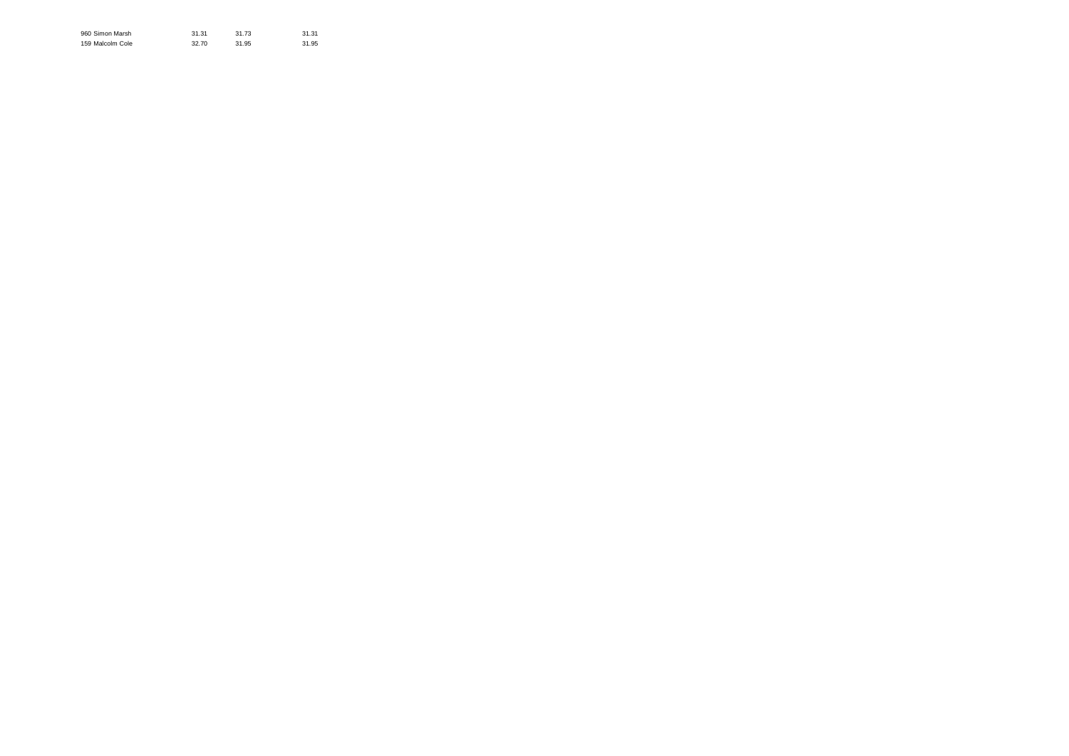| | | | | |
|---|---|---|---|---|
| 960 | Simon Marsh | 31.31 | 31.73 | 31.31 |
| 159 | Malcolm Cole | 32.70 | 31.95 | 31.95 |